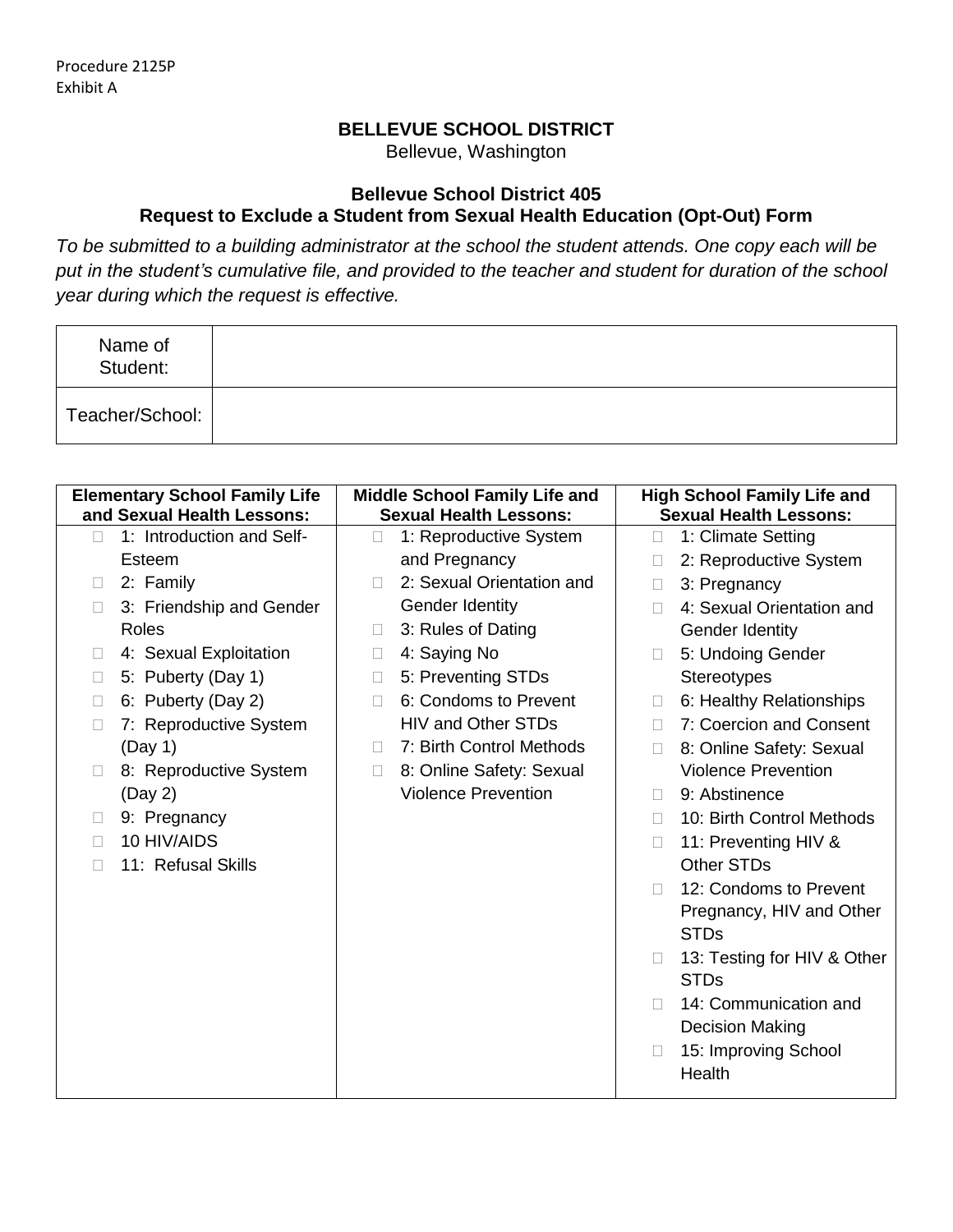Procedure 2125P
Exhibit A

**BELLEVUE SCHOOL DISTRICT**
Bellevue, Washington

**Bellevue School District 405**
**Request to Exclude a Student from Sexual Health Education (Opt-Out) Form**

*To be submitted to a building administrator at the school the student attends. One copy each will be put in the student's cumulative file, and provided to the teacher and student for duration of the school year during which the request is effective.*

| Name of Student: | |
|---|---|
| Teacher/School: | |

| Elementary School Family Life and Sexual Health Lessons: | Middle School Family Life and Sexual Health Lessons: | High School Family Life and Sexual Health Lessons: |
|---|---|---|
| ☐ 1: Introduction and Self-Esteem | ☐ 1: Reproductive System and Pregnancy | ☐ 1: Climate Setting |
| ☐ 2: Family | ☐ 2: Sexual Orientation and Gender Identity | ☐ 2: Reproductive System |
| ☐ 3: Friendship and Gender Roles | ☐ 3: Rules of Dating | ☐ 3: Pregnancy |
| ☐ 4: Sexual Exploitation | ☐ 4: Saying No | ☐ 4: Sexual Orientation and Gender Identity |
| ☐ 5: Puberty (Day 1) | ☐ 5: Preventing STDs | ☐ 5: Undoing Gender Stereotypes |
| ☐ 6: Puberty (Day 2) | ☐ 6: Condoms to Prevent HIV and Other STDs | ☐ 6: Healthy Relationships |
| ☐ 7: Reproductive System (Day 1) | ☐ 7: Birth Control Methods | ☐ 7: Coercion and Consent |
| ☐ 8: Reproductive System (Day 2) | ☐ 8: Online Safety: Sexual Violence Prevention | ☐ 8: Online Safety: Sexual Violence Prevention |
| ☐ 9: Pregnancy | | ☐ 9: Abstinence |
| ☐ 10 HIV/AIDS | | ☐ 10: Birth Control Methods |
| ☐ 11: Refusal Skills | | ☐ 11: Preventing HIV & Other STDs |
| | | ☐ 12: Condoms to Prevent Pregnancy, HIV and Other STDs |
| | | ☐ 13: Testing for HIV & Other STDs |
| | | ☐ 14: Communication and Decision Making |
| | | ☐ 15: Improving School Health |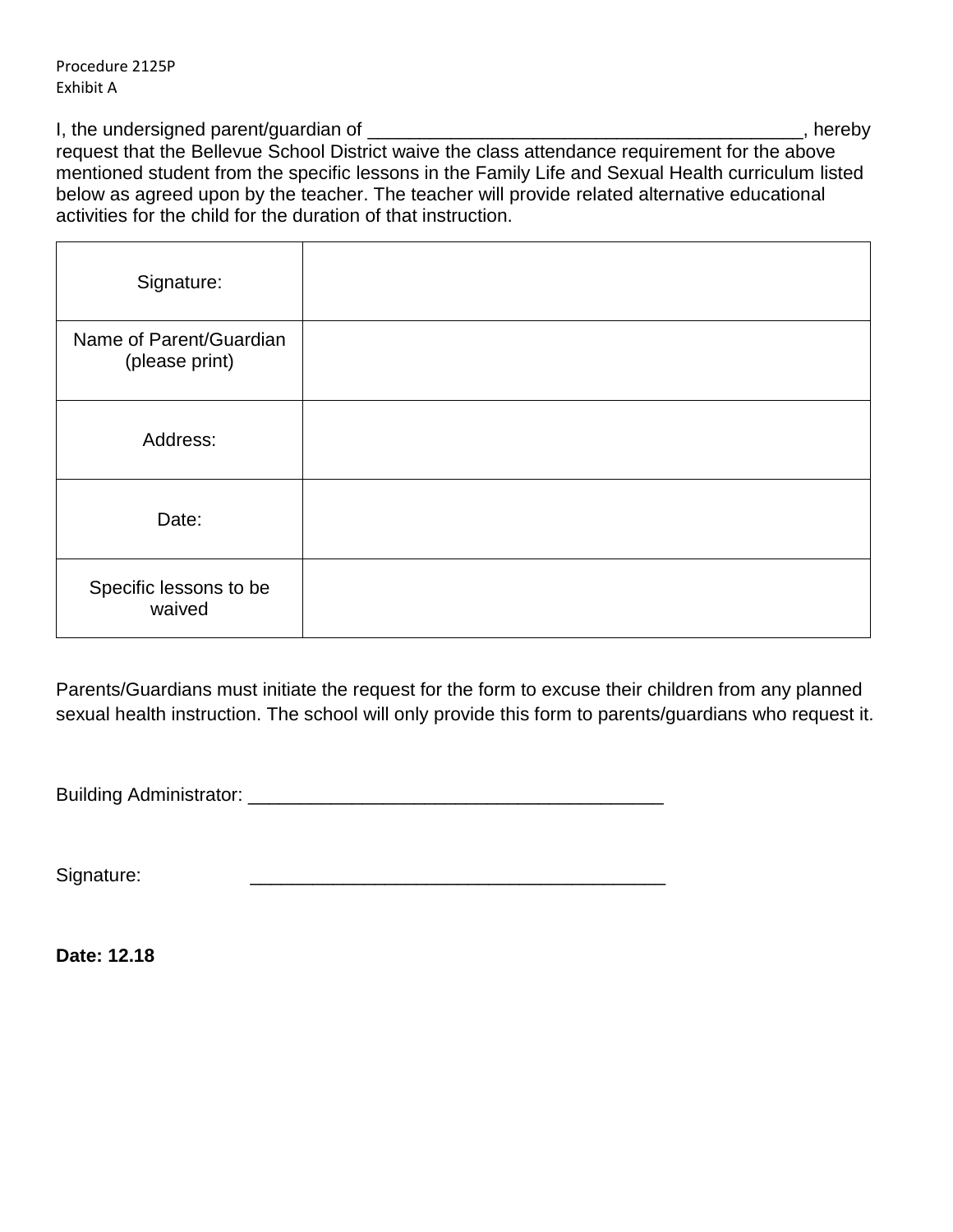Procedure 2125P
Exhibit A

I, the undersigned parent/guardian of ________________________________________, hereby request that the Bellevue School District waive the class attendance requirement for the above mentioned student from the specific lessons in the Family Life and Sexual Health curriculum listed below as agreed upon by the teacher. The teacher will provide related alternative educational activities for the child for the duration of that instruction.

| | |
|---|---|
| Signature: | |
| Name of Parent/Guardian (please print) | |
| Address: | |
| Date: | |
| Specific lessons to be waived | |

Parents/Guardians must initiate the request for the form to excuse their children from any planned sexual health instruction. The school will only provide this form to parents/guardians who request it.

Building Administrator: ________________________________________

Signature: ________________________________________

**Date: 12.18**